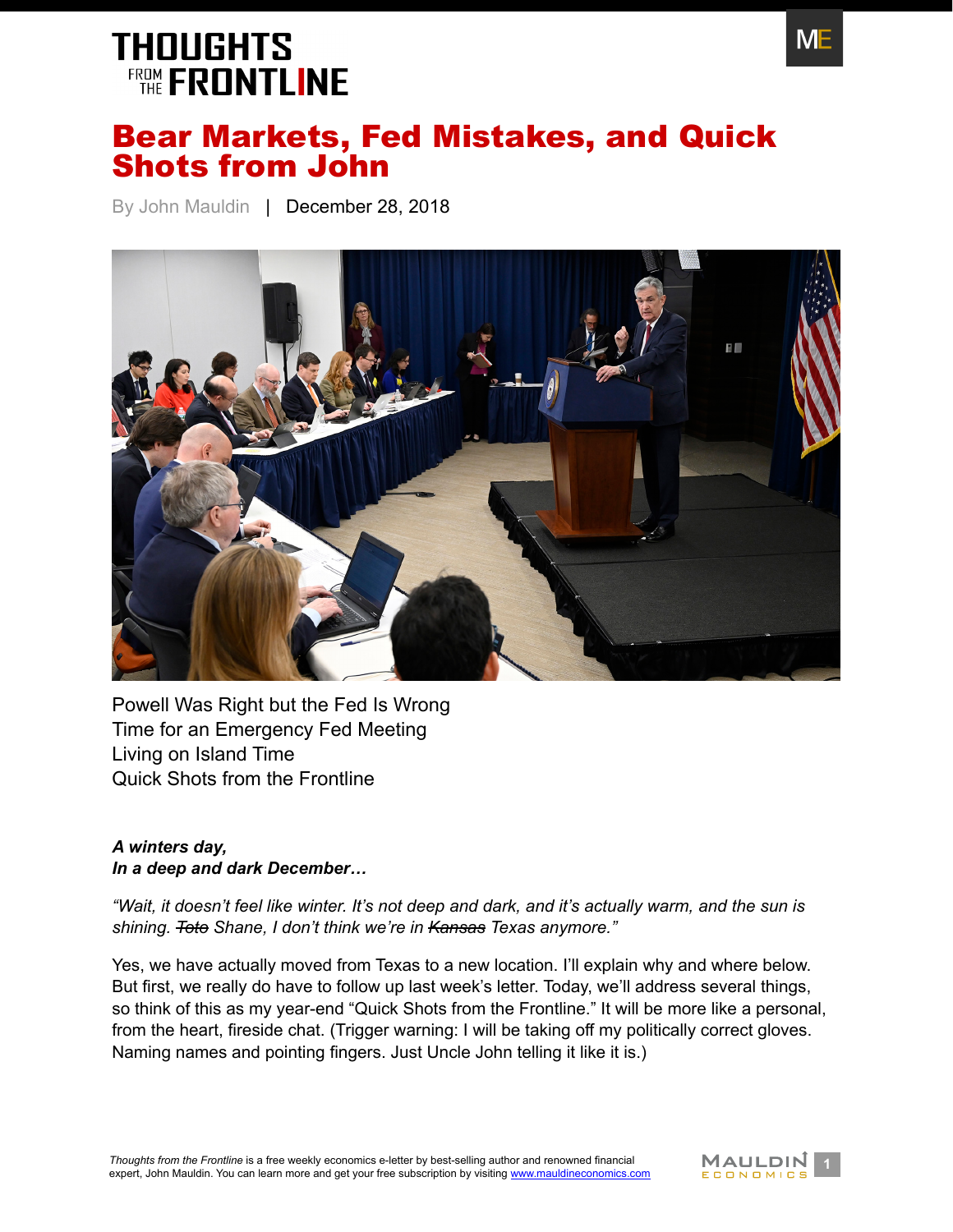# THOUGHTS FROM THE FRONTLINE

# Bear Markets, Fed Mistakes, and Quick Shots from John

By John Mauldin | December 28, 2018

Powell Was Right but the Fed Is Wrong
Time for an Emergency Fed Meeting
Living on Island Time
Quick Shots from the Frontline

***A winters day,***
***In a deep and dark December…***

*"Wait, it doesn't feel like winter. It's not deep and dark, and it's actually warm, and the sun is shining. ~~Toto~~ Shane, I don't think we're in ~~Kansas~~ Texas anymore."*

Yes, we have actually moved from Texas to a new location. I'll explain why and where below. But first, we really do have to follow up last week's letter. Today, we'll address several things, so think of this as my year-end "Quick Shots from the Frontline." It will be more like a personal, from the heart, fireside chat. (Trigger warning: I will be taking off my politically correct gloves. Naming names and pointing fingers. Just Uncle John telling it like it is.)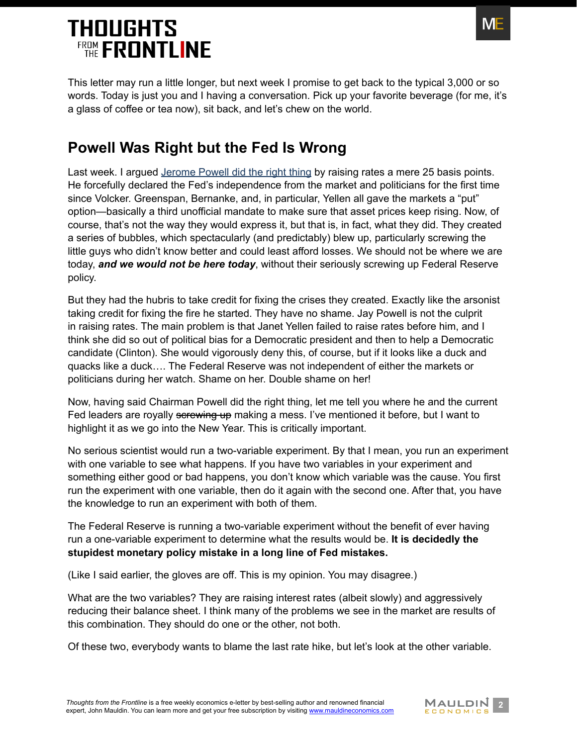This letter may run a little longer, but next week I promise to get back to the typical 3,000 or so words. Today is just you and I having a conversation. Pick up your favorite beverage (for me, it's a glass of coffee or tea now), sit back, and let's chew on the world.

## Powell Was Right but the Fed Is Wrong

Last week. I argued [Jerome Powell did the right thing] by raising rates a mere 25 basis points. He forcefully declared the Fed's independence from the market and politicians for the first time since Volcker. Greenspan, Bernanke, and, in particular, Yellen all gave the markets a "put" option—basically a third unofficial mandate to make sure that asset prices keep rising. Now, of course, that's not the way they would express it, but that is, in fact, what they did. They created a series of bubbles, which spectacularly (and predictably) blew up, particularly screwing the little guys who didn't know better and could least afford losses. We should not be where we are today, ***and we would not be here today***, without their seriously screwing up Federal Reserve policy.

But they had the hubris to take credit for fixing the crises they created. Exactly like the arsonist taking credit for fixing the fire he started. They have no shame. Jay Powell is not the culprit in raising rates. The main problem is that Janet Yellen failed to raise rates before him, and I think she did so out of political bias for a Democratic president and then to help a Democratic candidate (Clinton). She would vigorously deny this, of course, but if it looks like a duck and quacks like a duck…. The Federal Reserve was not independent of either the markets or politicians during her watch. Shame on her. Double shame on her!

Now, having said Chairman Powell did the right thing, let me tell you where he and the current Fed leaders are royally ~~screwing up~~ making a mess. I've mentioned it before, but I want to highlight it as we go into the New Year. This is critically important.

No serious scientist would run a two-variable experiment. By that I mean, you run an experiment with one variable to see what happens. If you have two variables in your experiment and something either good or bad happens, you don't know which variable was the cause. You first run the experiment with one variable, then do it again with the second one. After that, you have the knowledge to run an experiment with both of them.

The Federal Reserve is running a two-variable experiment without the benefit of ever having run a one-variable experiment to determine what the results would be. **It is decidedly the stupidest monetary policy mistake in a long line of Fed mistakes.**

(Like I said earlier, the gloves are off. This is my opinion. You may disagree.)

What are the two variables? They are raising interest rates (albeit slowly) and aggressively reducing their balance sheet. I think many of the problems we see in the market are results of this combination. They should do one or the other, not both.

Of these two, everybody wants to blame the last rate hike, but let's look at the other variable.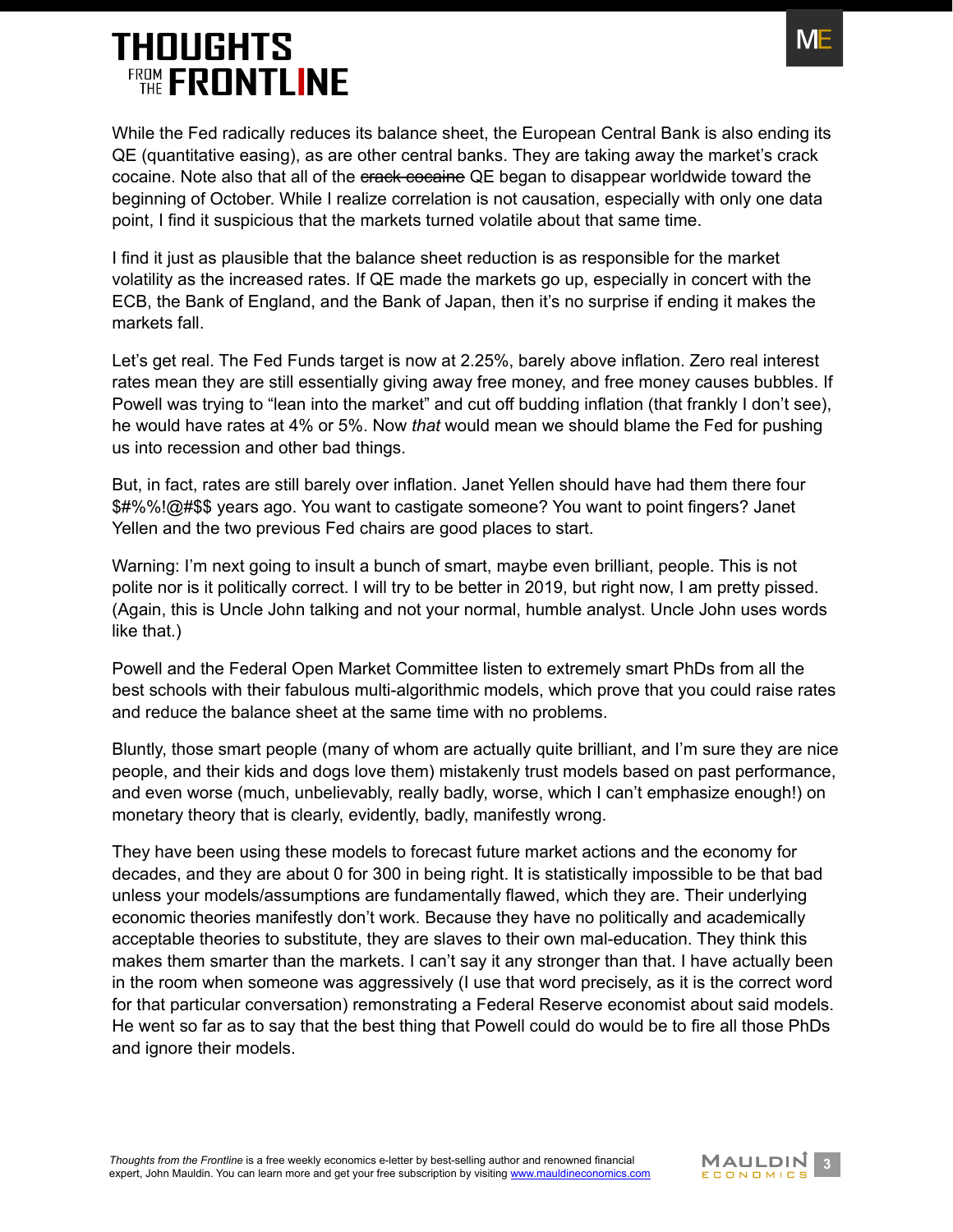While the Fed radically reduces its balance sheet, the European Central Bank is also ending its QE (quantitative easing), as are other central banks. They are taking away the market's crack cocaine. Note also that all of the ~~crack cocaine~~ QE began to disappear worldwide toward the beginning of October. While I realize correlation is not causation, especially with only one data point, I find it suspicious that the markets turned volatile about that same time.

I find it just as plausible that the balance sheet reduction is as responsible for the market volatility as the increased rates. If QE made the markets go up, especially in concert with the ECB, the Bank of England, and the Bank of Japan, then it's no surprise if ending it makes the markets fall.

Let's get real. The Fed Funds target is now at 2.25%, barely above inflation. Zero real interest rates mean they are still essentially giving away free money, and free money causes bubbles. If Powell was trying to "lean into the market" and cut off budding inflation (that frankly I don't see), he would have rates at 4% or 5%. Now *that* would mean we should blame the Fed for pushing us into recession and other bad things.

But, in fact, rates are still barely over inflation. Janet Yellen should have had them there four $#%%!@#$$ years ago. You want to castigate someone? You want to point fingers? Janet Yellen and the two previous Fed chairs are good places to start.

Warning: I'm next going to insult a bunch of smart, maybe even brilliant, people. This is not polite nor is it politically correct. I will try to be better in 2019, but right now, I am pretty pissed. (Again, this is Uncle John talking and not your normal, humble analyst. Uncle John uses words like that.)

Powell and the Federal Open Market Committee listen to extremely smart PhDs from all the best schools with their fabulous multi-algorithmic models, which prove that you could raise rates and reduce the balance sheet at the same time with no problems.

Bluntly, those smart people (many of whom are actually quite brilliant, and I'm sure they are nice people, and their kids and dogs love them) mistakenly trust models based on past performance, and even worse (much, unbelievably, really badly, worse, which I can't emphasize enough!) on monetary theory that is clearly, evidently, badly, manifestly wrong.

They have been using these models to forecast future market actions and the economy for decades, and they are about 0 for 300 in being right. It is statistically impossible to be that bad unless your models/assumptions are fundamentally flawed, which they are. Their underlying economic theories manifestly don't work. Because they have no politically and academically acceptable theories to substitute, they are slaves to their own mal-education. They think this makes them smarter than the markets. I can't say it any stronger than that. I have actually been in the room when someone was aggressively (I use that word precisely, as it is the correct word for that particular conversation) remonstrating a Federal Reserve economist about said models. He went so far as to say that the best thing that Powell could do would be to fire all those PhDs and ignore their models.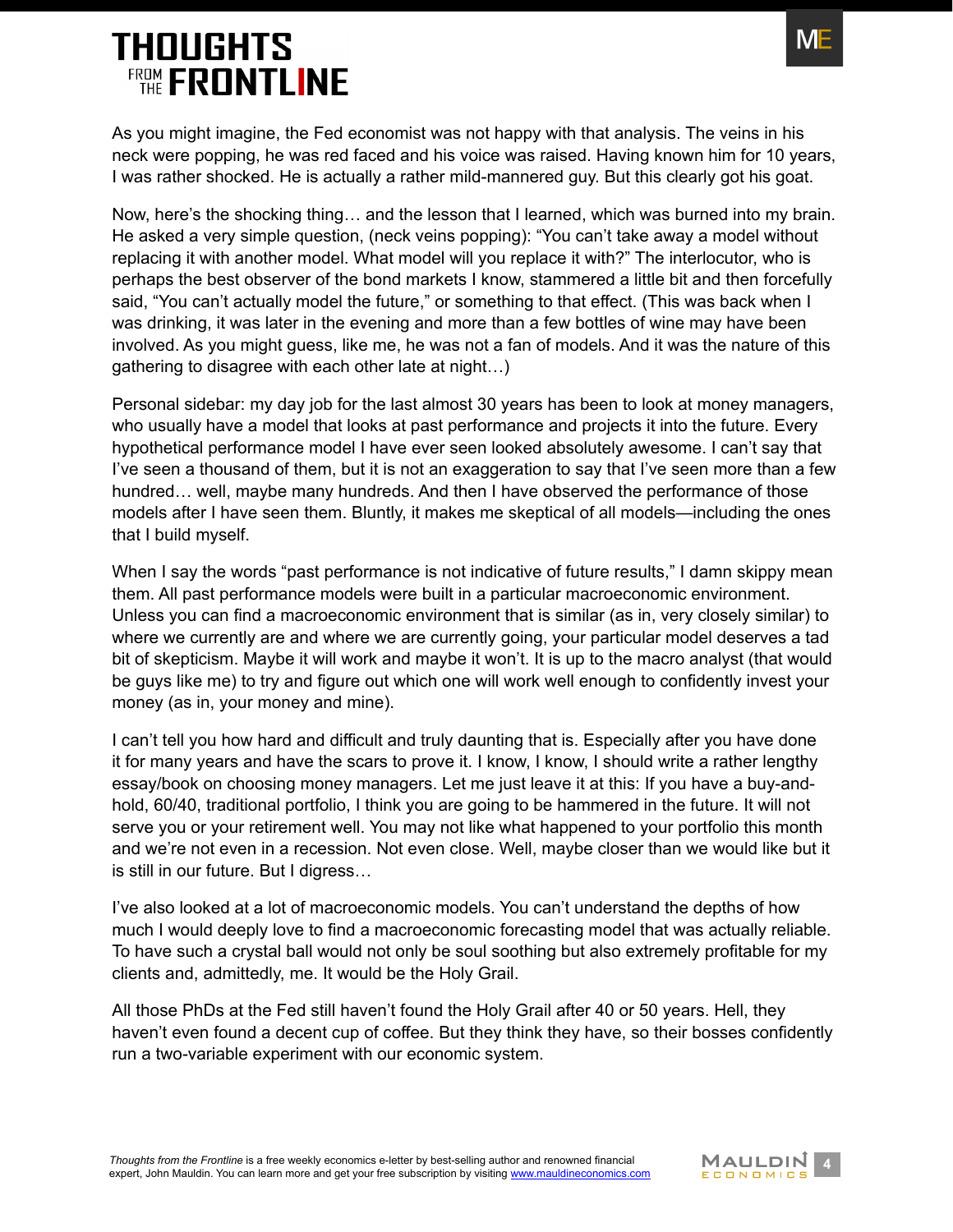As you might imagine, the Fed economist was not happy with that analysis. The veins in his neck were popping, he was red faced and his voice was raised. Having known him for 10 years, I was rather shocked. He is actually a rather mild-mannered guy. But this clearly got his goat.

Now, here's the shocking thing… and the lesson that I learned, which was burned into my brain. He asked a very simple question, (neck veins popping): "You can't take away a model without replacing it with another model. What model will you replace it with?" The interlocutor, who is perhaps the best observer of the bond markets I know, stammered a little bit and then forcefully said, "You can't actually model the future," or something to that effect. (This was back when I was drinking, it was later in the evening and more than a few bottles of wine may have been involved. As you might guess, like me, he was not a fan of models. And it was the nature of this gathering to disagree with each other late at night…)

Personal sidebar: my day job for the last almost 30 years has been to look at money managers, who usually have a model that looks at past performance and projects it into the future. Every hypothetical performance model I have ever seen looked absolutely awesome. I can't say that I've seen a thousand of them, but it is not an exaggeration to say that I've seen more than a few hundred… well, maybe many hundreds. And then I have observed the performance of those models after I have seen them. Bluntly, it makes me skeptical of all models—including the ones that I build myself.

When I say the words "past performance is not indicative of future results," I damn skippy mean them. All past performance models were built in a particular macroeconomic environment. Unless you can find a macroeconomic environment that is similar (as in, very closely similar) to where we currently are and where we are currently going, your particular model deserves a tad bit of skepticism. Maybe it will work and maybe it won't. It is up to the macro analyst (that would be guys like me) to try and figure out which one will work well enough to confidently invest your money (as in, your money and mine).

I can't tell you how hard and difficult and truly daunting that is. Especially after you have done it for many years and have the scars to prove it. I know, I know, I should write a rather lengthy essay/book on choosing money managers. Let me just leave it at this: If you have a buy-and-hold, 60/40, traditional portfolio, I think you are going to be hammered in the future. It will not serve you or your retirement well. You may not like what happened to your portfolio this month and we're not even in a recession. Not even close. Well, maybe closer than we would like but it is still in our future. But I digress…

I've also looked at a lot of macroeconomic models. You can't understand the depths of how much I would deeply love to find a macroeconomic forecasting model that was actually reliable. To have such a crystal ball would not only be soul soothing but also extremely profitable for my clients and, admittedly, me. It would be the Holy Grail.

All those PhDs at the Fed still haven't found the Holy Grail after 40 or 50 years. Hell, they haven't even found a decent cup of coffee. But they think they have, so their bosses confidently run a two-variable experiment with our economic system.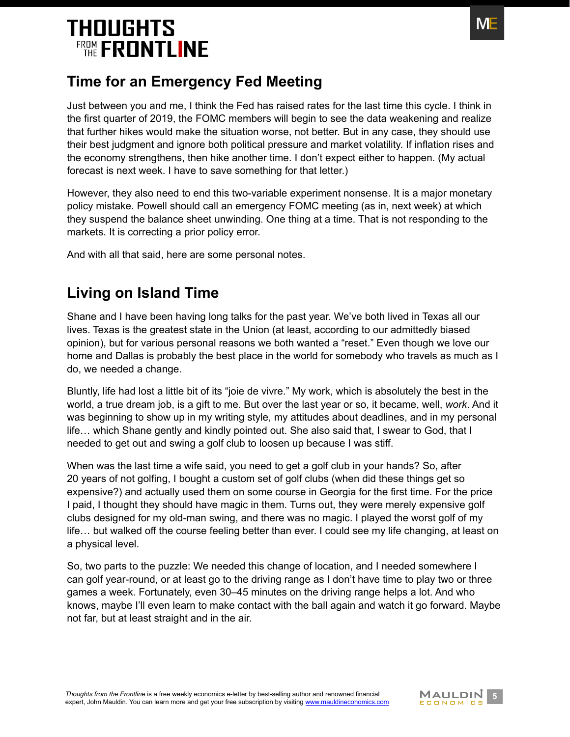## Time for an Emergency Fed Meeting

Just between you and me, I think the Fed has raised rates for the last time this cycle. I think in the first quarter of 2019, the FOMC members will begin to see the data weakening and realize that further hikes would make the situation worse, not better. But in any case, they should use their best judgment and ignore both political pressure and market volatility. If inflation rises and the economy strengthens, then hike another time. I don't expect either to happen. (My actual forecast is next week. I have to save something for that letter.)

However, they also need to end this two-variable experiment nonsense. It is a major monetary policy mistake. Powell should call an emergency FOMC meeting (as in, next week) at which they suspend the balance sheet unwinding. One thing at a time. That is not responding to the markets. It is correcting a prior policy error.

And with all that said, here are some personal notes.

## Living on Island Time

Shane and I have been having long talks for the past year. We've both lived in Texas all our lives. Texas is the greatest state in the Union (at least, according to our admittedly biased opinion), but for various personal reasons we both wanted a "reset." Even though we love our home and Dallas is probably the best place in the world for somebody who travels as much as I do, we needed a change.

Bluntly, life had lost a little bit of its "joie de vivre." My work, which is absolutely the best in the world, a true dream job, is a gift to me. But over the last year or so, it became, well, *work*. And it was beginning to show up in my writing style, my attitudes about deadlines, and in my personal life… which Shane gently and kindly pointed out. She also said that, I swear to God, that I needed to get out and swing a golf club to loosen up because I was stiff.

When was the last time a wife said, you need to get a golf club in your hands? So, after 20 years of not golfing, I bought a custom set of golf clubs (when did these things get so expensive?) and actually used them on some course in Georgia for the first time. For the price I paid, I thought they should have magic in them. Turns out, they were merely expensive golf clubs designed for my old-man swing, and there was no magic. I played the worst golf of my life… but walked off the course feeling better than ever. I could see my life changing, at least on a physical level.

So, two parts to the puzzle: We needed this change of location, and I needed somewhere I can golf year-round, or at least go to the driving range as I don't have time to play two or three games a week. Fortunately, even 30–45 minutes on the driving range helps a lot. And who knows, maybe I'll even learn to make contact with the ball again and watch it go forward. Maybe not far, but at least straight and in the air.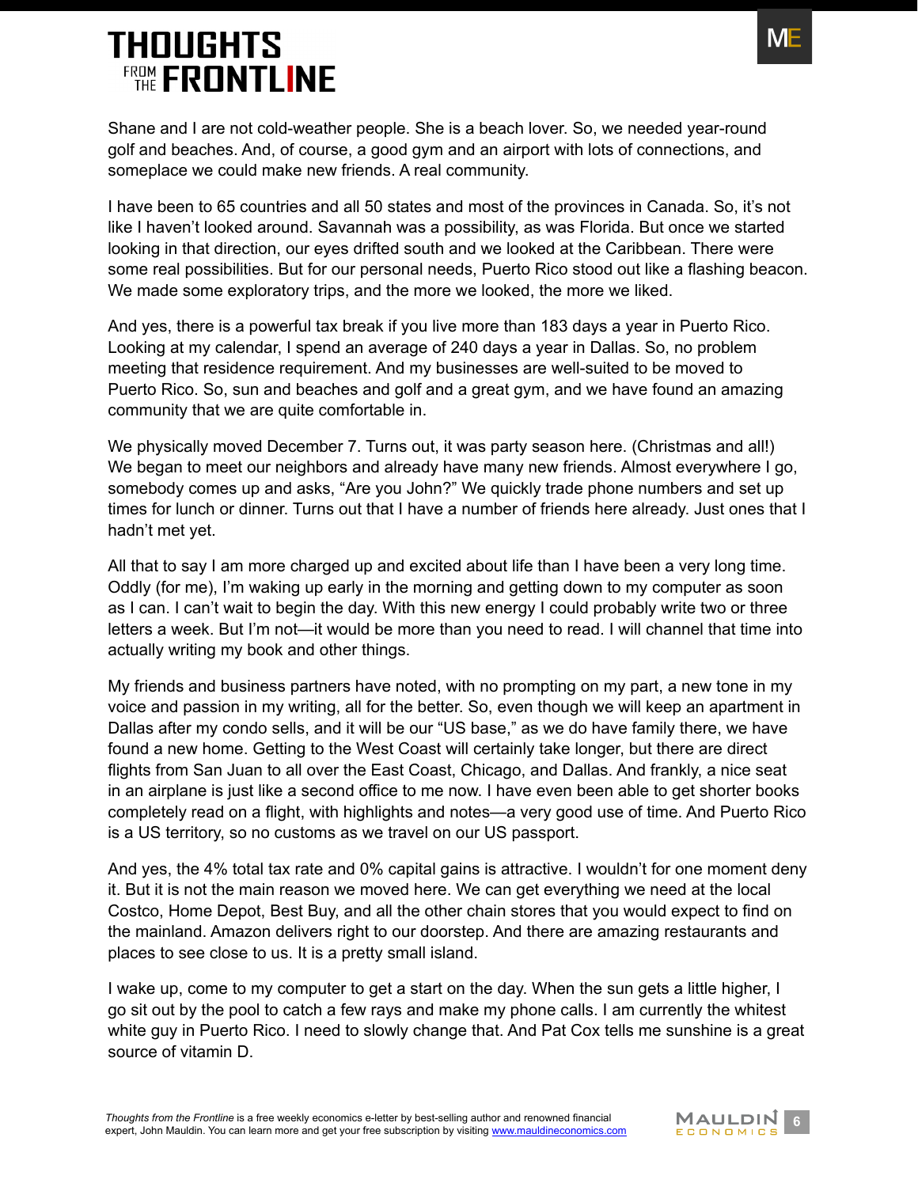Shane and I are not cold-weather people. She is a beach lover. So, we needed year-round golf and beaches. And, of course, a good gym and an airport with lots of connections, and someplace we could make new friends. A real community.

I have been to 65 countries and all 50 states and most of the provinces in Canada. So, it's not like I haven't looked around. Savannah was a possibility, as was Florida. But once we started looking in that direction, our eyes drifted south and we looked at the Caribbean. There were some real possibilities. But for our personal needs, Puerto Rico stood out like a flashing beacon. We made some exploratory trips, and the more we looked, the more we liked.

And yes, there is a powerful tax break if you live more than 183 days a year in Puerto Rico. Looking at my calendar, I spend an average of 240 days a year in Dallas. So, no problem meeting that residence requirement. And my businesses are well-suited to be moved to Puerto Rico. So, sun and beaches and golf and a great gym, and we have found an amazing community that we are quite comfortable in.

We physically moved December 7. Turns out, it was party season here. (Christmas and all!) We began to meet our neighbors and already have many new friends. Almost everywhere I go, somebody comes up and asks, "Are you John?" We quickly trade phone numbers and set up times for lunch or dinner. Turns out that I have a number of friends here already. Just ones that I hadn't met yet.

All that to say I am more charged up and excited about life than I have been a very long time. Oddly (for me), I'm waking up early in the morning and getting down to my computer as soon as I can. I can't wait to begin the day. With this new energy I could probably write two or three letters a week. But I'm not—it would be more than you need to read. I will channel that time into actually writing my book and other things.

My friends and business partners have noted, with no prompting on my part, a new tone in my voice and passion in my writing, all for the better. So, even though we will keep an apartment in Dallas after my condo sells, and it will be our "US base," as we do have family there, we have found a new home. Getting to the West Coast will certainly take longer, but there are direct flights from San Juan to all over the East Coast, Chicago, and Dallas. And frankly, a nice seat in an airplane is just like a second office to me now. I have even been able to get shorter books completely read on a flight, with highlights and notes—a very good use of time. And Puerto Rico is a US territory, so no customs as we travel on our US passport.

And yes, the 4% total tax rate and 0% capital gains is attractive. I wouldn't for one moment deny it. But it is not the main reason we moved here. We can get everything we need at the local Costco, Home Depot, Best Buy, and all the other chain stores that you would expect to find on the mainland. Amazon delivers right to our doorstep. And there are amazing restaurants and places to see close to us. It is a pretty small island.

I wake up, come to my computer to get a start on the day. When the sun gets a little higher, I go sit out by the pool to catch a few rays and make my phone calls. I am currently the whitest white guy in Puerto Rico. I need to slowly change that. And Pat Cox tells me sunshine is a great source of vitamin D.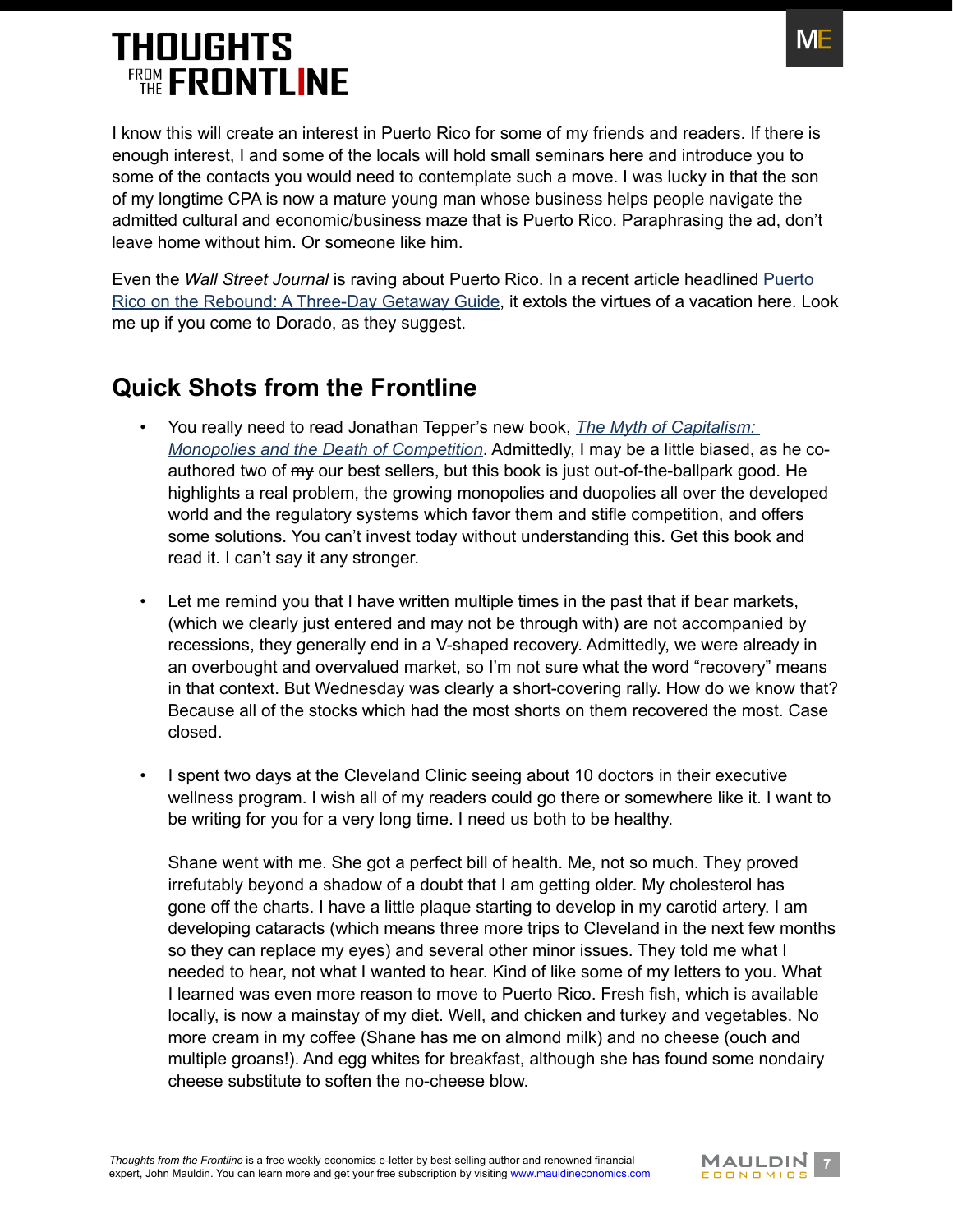I know this will create an interest in Puerto Rico for some of my friends and readers. If there is enough interest, I and some of the locals will hold small seminars here and introduce you to some of the contacts you would need to contemplate such a move. I was lucky in that the son of my longtime CPA is now a mature young man whose business helps people navigate the admitted cultural and economic/business maze that is Puerto Rico. Paraphrasing the ad, don't leave home without him. Or someone like him.

Even the *Wall Street Journal* is raving about Puerto Rico. In a recent article headlined [Puerto Rico on the Rebound: A Three-Day Getaway Guide](), it extols the virtues of a vacation here. Look me up if you come to Dorado, as they suggest.

## Quick Shots from the Frontline

- You really need to read Jonathan Tepper's new book, *The Myth of Capitalism: Monopolies and the Death of Competition*. Admittedly, I may be a little biased, as he co-authored two of ~~my~~ our best sellers, but this book is just out-of-the-ballpark good. He highlights a real problem, the growing monopolies and duopolies all over the developed world and the regulatory systems which favor them and stifle competition, and offers some solutions. You can't invest today without understanding this. Get this book and read it. I can't say it any stronger.

- Let me remind you that I have written multiple times in the past that if bear markets, (which we clearly just entered and may not be through with) are not accompanied by recessions, they generally end in a V-shaped recovery. Admittedly, we were already in an overbought and overvalued market, so I'm not sure what the word "recovery" means in that context. But Wednesday was clearly a short-covering rally. How do we know that? Because all of the stocks which had the most shorts on them recovered the most. Case closed.

- I spent two days at the Cleveland Clinic seeing about 10 doctors in their executive wellness program. I wish all of my readers could go there or somewhere like it. I want to be writing for you for a very long time. I need us both to be healthy.

  Shane went with me. She got a perfect bill of health. Me, not so much. They proved irrefutably beyond a shadow of a doubt that I am getting older. My cholesterol has gone off the charts. I have a little plaque starting to develop in my carotid artery. I am developing cataracts (which means three more trips to Cleveland in the next few months so they can replace my eyes) and several other minor issues. They told me what I needed to hear, not what I wanted to hear. Kind of like some of my letters to you. What I learned was even more reason to move to Puerto Rico. Fresh fish, which is available locally, is now a mainstay of my diet. Well, and chicken and turkey and vegetables. No more cream in my coffee (Shane has me on almond milk) and no cheese (ouch and multiple groans!). And egg whites for breakfast, although she has found some nondairy cheese substitute to soften the no-cheese blow.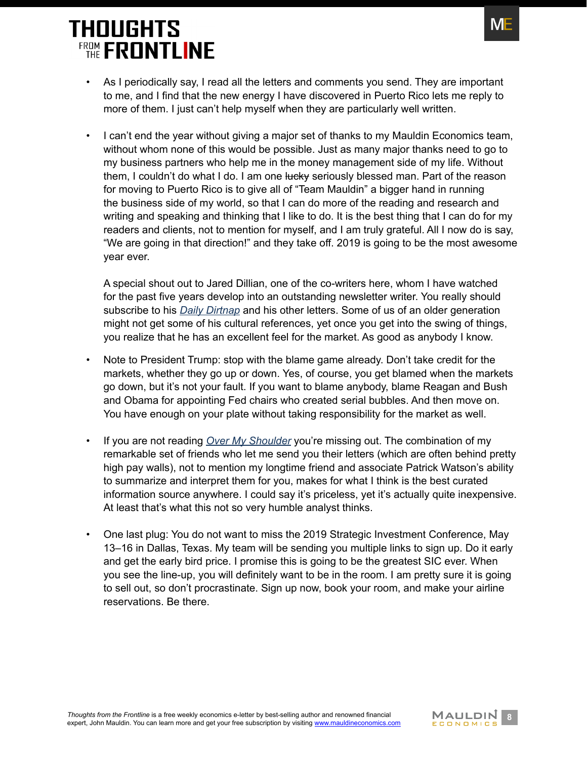- As I periodically say, I read all the letters and comments you send. They are important to me, and I find that the new energy I have discovered in Puerto Rico lets me reply to more of them. I just can't help myself when they are particularly well written.

- I can't end the year without giving a major set of thanks to my Mauldin Economics team, without whom none of this would be possible. Just as many major thanks need to go to my business partners who help me in the money management side of my life. Without them, I couldn't do what I do. I am one ~~lucky~~ seriously blessed man. Part of the reason for moving to Puerto Rico is to give all of "Team Mauldin" a bigger hand in running the business side of my world, so that I can do more of the reading and research and writing and speaking and thinking that I like to do. It is the best thing that I can do for my readers and clients, not to mention for myself, and I am truly grateful. All I now do is say, "We are going in that direction!" and they take off. 2019 is going to be the most awesome year ever.

  A special shout out to Jared Dillian, one of the co-writers here, whom I have watched for the past five years develop into an outstanding newsletter writer. You really should subscribe to his *Daily Dirtnap* and his other letters. Some of us of an older generation might not get some of his cultural references, yet once you get into the swing of things, you realize that he has an excellent feel for the market. As good as anybody I know.

- Note to President Trump: stop with the blame game already. Don't take credit for the markets, whether they go up or down. Yes, of course, you get blamed when the markets go down, but it's not your fault. If you want to blame anybody, blame Reagan and Bush and Obama for appointing Fed chairs who created serial bubbles. And then move on. You have enough on your plate without taking responsibility for the market as well.

- If you are not reading *Over My Shoulder* you're missing out. The combination of my remarkable set of friends who let me send you their letters (which are often behind pretty high pay walls), not to mention my longtime friend and associate Patrick Watson's ability to summarize and interpret them for you, makes for what I think is the best curated information source anywhere. I could say it's priceless, yet it's actually quite inexpensive. At least that's what this not so very humble analyst thinks.

- One last plug: You do not want to miss the 2019 Strategic Investment Conference, May 13–16 in Dallas, Texas. My team will be sending you multiple links to sign up. Do it early and get the early bird price. I promise this is going to be the greatest SIC ever. When you see the line-up, you will definitely want to be in the room. I am pretty sure it is going to sell out, so don't procrastinate. Sign up now, book your room, and make your airline reservations. Be there.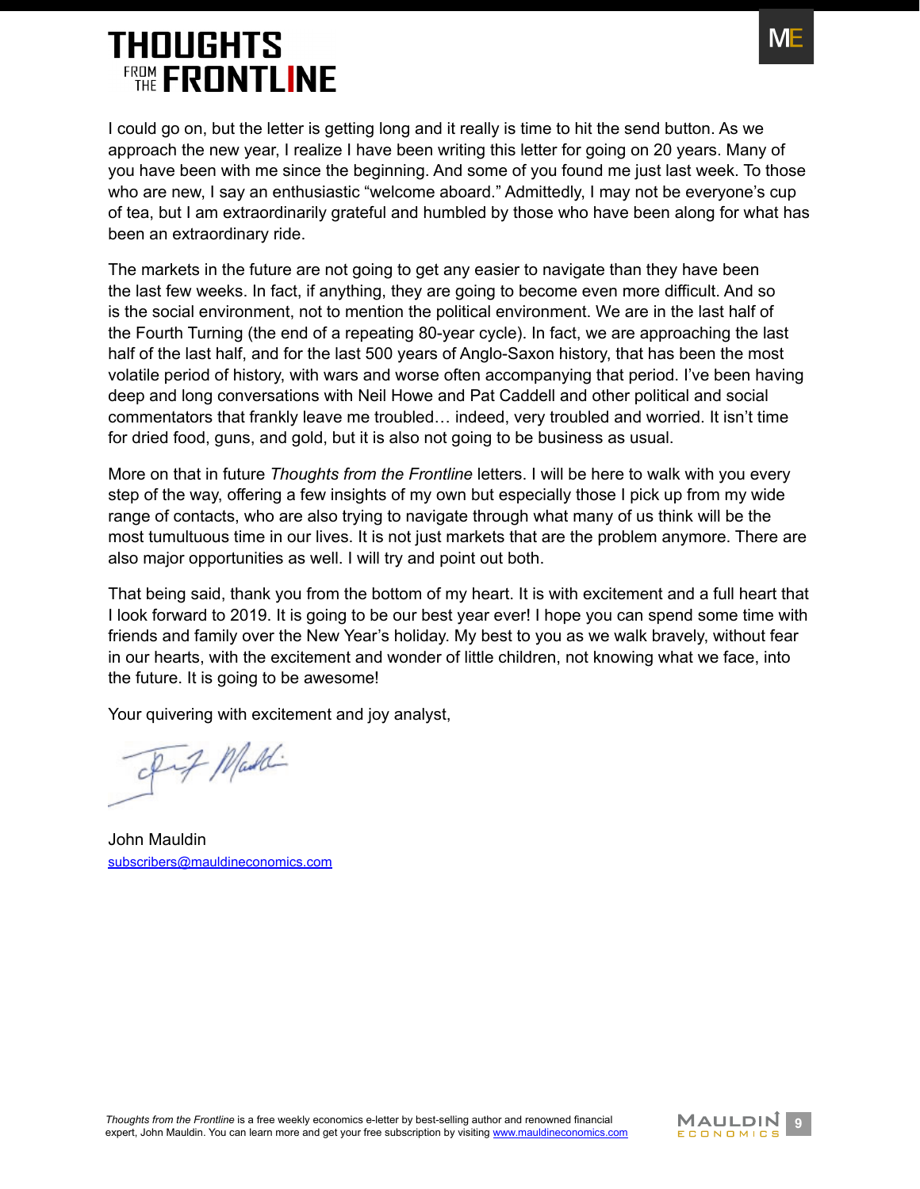I could go on, but the letter is getting long and it really is time to hit the send button. As we approach the new year, I realize I have been writing this letter for going on 20 years. Many of you have been with me since the beginning. And some of you found me just last week. To those who are new, I say an enthusiastic "welcome aboard." Admittedly, I may not be everyone's cup of tea, but I am extraordinarily grateful and humbled by those who have been along for what has been an extraordinary ride.

The markets in the future are not going to get any easier to navigate than they have been the last few weeks. In fact, if anything, they are going to become even more difficult. And so is the social environment, not to mention the political environment. We are in the last half of the Fourth Turning (the end of a repeating 80-year cycle). In fact, we are approaching the last half of the last half, and for the last 500 years of Anglo-Saxon history, that has been the most volatile period of history, with wars and worse often accompanying that period. I've been having deep and long conversations with Neil Howe and Pat Caddell and other political and social commentators that frankly leave me troubled… indeed, very troubled and worried. It isn't time for dried food, guns, and gold, but it is also not going to be business as usual.

More on that in future *Thoughts from the Frontline* letters. I will be here to walk with you every step of the way, offering a few insights of my own but especially those I pick up from my wide range of contacts, who are also trying to navigate through what many of us think will be the most tumultuous time in our lives. It is not just markets that are the problem anymore. There are also major opportunities as well. I will try and point out both.

That being said, thank you from the bottom of my heart. It is with excitement and a full heart that I look forward to 2019. It is going to be our best year ever! I hope you can spend some time with friends and family over the New Year's holiday. My best to you as we walk bravely, without fear in our hearts, with the excitement and wonder of little children, not knowing what we face, into the future. It is going to be awesome!

Your quivering with excitement and joy analyst,

John Mauldin
subscribers@mauldineconomics.com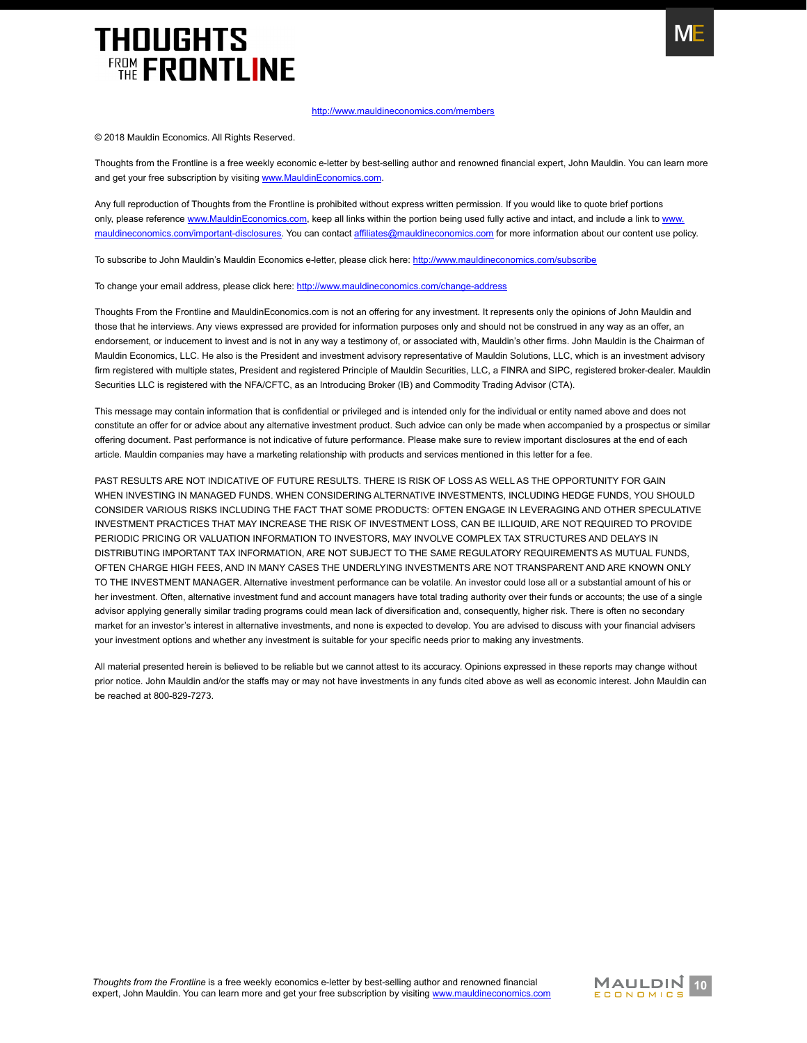http://www.mauldineconomics.com/members

© 2018 Mauldin Economics. All Rights Reserved.

Thoughts from the Frontline is a free weekly economic e-letter by best-selling author and renowned financial expert, John Mauldin. You can learn more and get your free subscription by visiting www.MauldinEconomics.com.

Any full reproduction of Thoughts from the Frontline is prohibited without express written permission. If you would like to quote brief portions only, please reference www.MauldinEconomics.com, keep all links within the portion being used fully active and intact, and include a link to www.mauldineconomics.com/important-disclosures. You can contact affiliates@mauldineconomics.com for more information about our content use policy.

To subscribe to John Mauldin's Mauldin Economics e-letter, please click here: http://www.mauldineconomics.com/subscribe

To change your email address, please click here: http://www.mauldineconomics.com/change-address

Thoughts From the Frontline and MauldinEconomics.com is not an offering for any investment. It represents only the opinions of John Mauldin and those that he interviews. Any views expressed are provided for information purposes only and should not be construed in any way as an offer, an endorsement, or inducement to invest and is not in any way a testimony of, or associated with, Mauldin's other firms. John Mauldin is the Chairman of Mauldin Economics, LLC. He also is the President and investment advisory representative of Mauldin Solutions, LLC, which is an investment advisory firm registered with multiple states, President and registered Principle of Mauldin Securities, LLC, a FINRA and SIPC, registered broker-dealer. Mauldin Securities LLC is registered with the NFA/CFTC, as an Introducing Broker (IB) and Commodity Trading Advisor (CTA).

This message may contain information that is confidential or privileged and is intended only for the individual or entity named above and does not constitute an offer for or advice about any alternative investment product. Such advice can only be made when accompanied by a prospectus or similar offering document. Past performance is not indicative of future performance. Please make sure to review important disclosures at the end of each article. Mauldin companies may have a marketing relationship with products and services mentioned in this letter for a fee.

PAST RESULTS ARE NOT INDICATIVE OF FUTURE RESULTS. THERE IS RISK OF LOSS AS WELL AS THE OPPORTUNITY FOR GAIN WHEN INVESTING IN MANAGED FUNDS. WHEN CONSIDERING ALTERNATIVE INVESTMENTS, INCLUDING HEDGE FUNDS, YOU SHOULD CONSIDER VARIOUS RISKS INCLUDING THE FACT THAT SOME PRODUCTS: OFTEN ENGAGE IN LEVERAGING AND OTHER SPECULATIVE INVESTMENT PRACTICES THAT MAY INCREASE THE RISK OF INVESTMENT LOSS, CAN BE ILLIQUID, ARE NOT REQUIRED TO PROVIDE PERIODIC PRICING OR VALUATION INFORMATION TO INVESTORS, MAY INVOLVE COMPLEX TAX STRUCTURES AND DELAYS IN DISTRIBUTING IMPORTANT TAX INFORMATION, ARE NOT SUBJECT TO THE SAME REGULATORY REQUIREMENTS AS MUTUAL FUNDS, OFTEN CHARGE HIGH FEES, AND IN MANY CASES THE UNDERLYING INVESTMENTS ARE NOT TRANSPARENT AND ARE KNOWN ONLY TO THE INVESTMENT MANAGER. Alternative investment performance can be volatile. An investor could lose all or a substantial amount of his or her investment. Often, alternative investment fund and account managers have total trading authority over their funds or accounts; the use of a single advisor applying generally similar trading programs could mean lack of diversification and, consequently, higher risk. There is often no secondary market for an investor's interest in alternative investments, and none is expected to develop. You are advised to discuss with your financial advisers your investment options and whether any investment is suitable for your specific needs prior to making any investments.

All material presented herein is believed to be reliable but we cannot attest to its accuracy. Opinions expressed in these reports may change without prior notice. John Mauldin and/or the staffs may or may not have investments in any funds cited above as well as economic interest. John Mauldin can be reached at 800-829-7273.